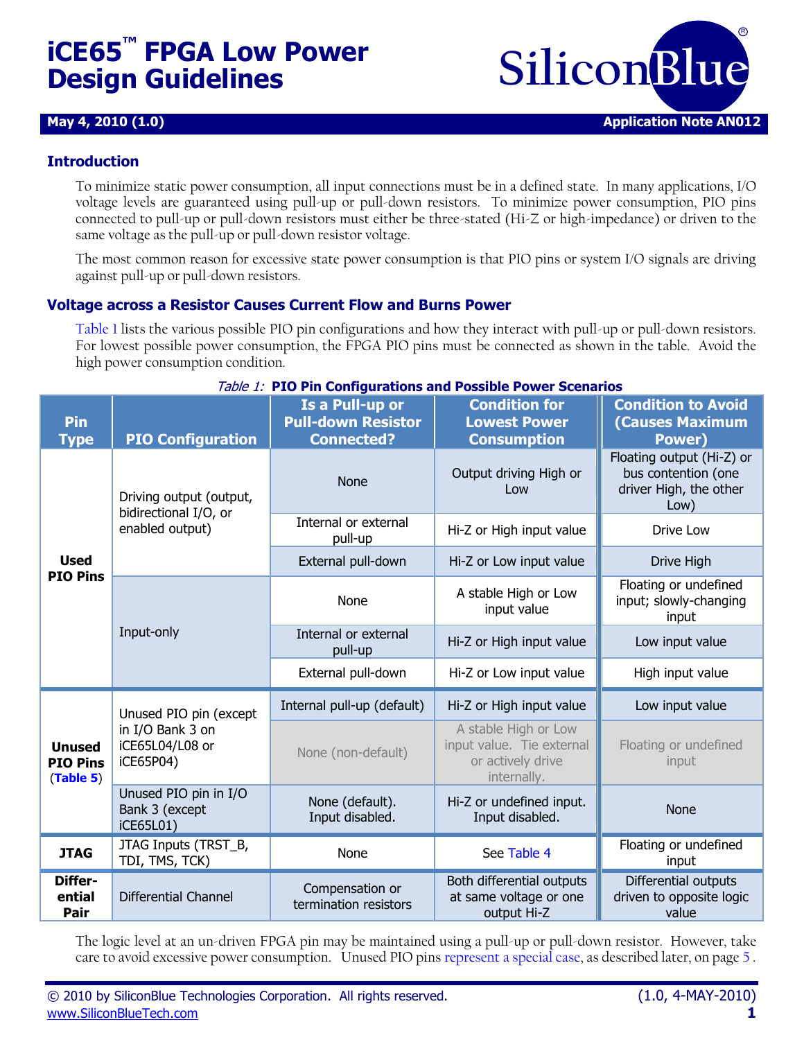# iCE65™ FPGA Low Power Design Guidelines

**May 4, 2010 (1.0)** **Application Note AN012**

## Introduction

To minimize static power consumption, all input connections must be in a defined state. In many applications, I/O voltage levels are guaranteed using pull-up or pull-down resistors. To minimize power consumption, PIO pins connected to pull-up or pull-down resistors must either be three-stated (Hi-Z or high-impedance) or driven to the same voltage as the pull-up or pull-down resistor voltage.

The most common reason for excessive state power consumption is that PIO pins or system I/O signals are driving against pull-up or pull-down resistors.

## Voltage across a Resistor Causes Current Flow and Burns Power

Table 1 lists the various possible PIO pin configurations and how they interact with pull-up or pull-down resistors. For lowest possible power consumption, the FPGA PIO pins must be connected as shown in the table. Avoid the high power consumption condition.

*Table 1:* **PIO Pin Configurations and Possible Power Scenarios**

| Pin Type | PIO Configuration | Is a Pull-up or Pull-down Resistor Connected? | Condition for Lowest Power Consumption | Condition to Avoid (Causes Maximum Power) |
|---|---|---|---|---|
| **Used PIO Pins** | Driving output (output, bidirectional I/O, or enabled output) | None | Output driving High or Low | Floating output (Hi-Z) or bus contention (one driver High, the other Low) |
| | | Internal or external pull-up | Hi-Z or High input value | Drive Low |
| | | External pull-down | Hi-Z or Low input value | Drive High |
| | Input-only | None | A stable High or Low input value | Floating or undefined input; slowly-changing input |
| | | Internal or external pull-up | Hi-Z or High input value | Low input value |
| | | External pull-down | Hi-Z or Low input value | High input value |
| **Unused PIO Pins** (**Table 5**) | Unused PIO pin (except in I/O Bank 3 on iCE65L04/L08 or iCE65P04) | Internal pull-up (default) | Hi-Z or High input value | Low input value |
| | | None (non-default) | A stable High or Low input value. Tie external or actively drive internally. | Floating or undefined input |
| | Unused PIO pin in I/O Bank 3 (except iCE65L01) | None (default). Input disabled. | Hi-Z or undefined input. Input disabled. | None |
| **JTAG** | JTAG Inputs (TRST_B, TDI, TMS, TCK) | None | See Table 4 | Floating or undefined input |
| **Differential Pair** | Differential Channel | Compensation or termination resistors | Both differential outputs at same voltage or one output Hi-Z | Differential outputs driven to opposite logic value |

The logic level at an un-driven FPGA pin may be maintained using a pull-up or pull-down resistor. However, take care to avoid excessive power consumption. Unused PIO pins represent a special case, as described later, on page 5 .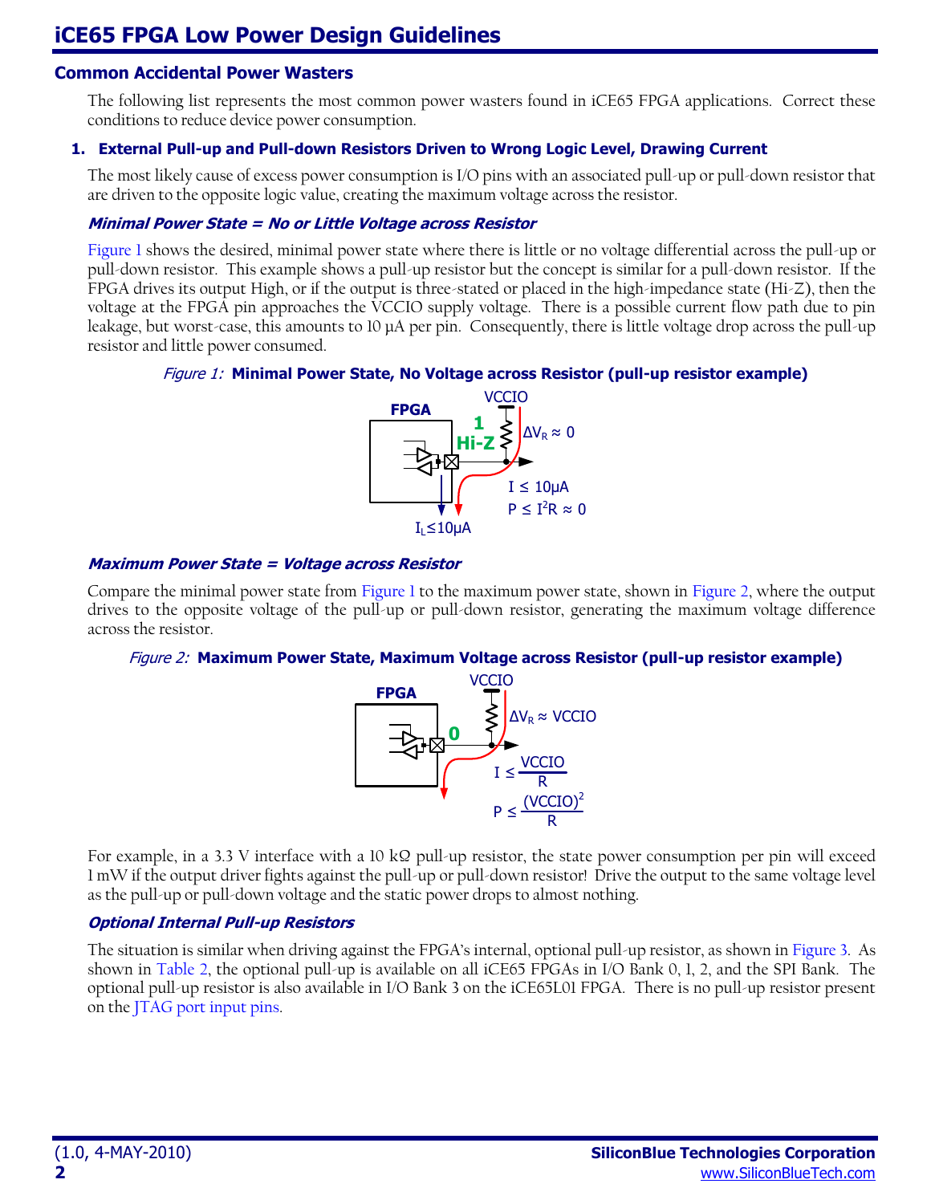## Common Accidental Power Wasters

The following list represents the most common power wasters found in iCE65 FPGA applications. Correct these conditions to reduce device power consumption.

### 1. External Pull-up and Pull-down Resistors Driven to Wrong Logic Level, Drawing Current

The most likely cause of excess power consumption is I/O pins with an associated pull-up or pull-down resistor that are driven to the opposite logic value, creating the maximum voltage across the resistor.

#### *Minimal Power State = No or Little Voltage across Resistor*

Figure 1 shows the desired, minimal power state where there is little or no voltage differential across the pull-up or pull-down resistor. This example shows a pull-up resistor but the concept is similar for a pull-down resistor. If the FPGA drives its output High, or if the output is three-stated or placed in the high-impedance state (Hi-Z), then the voltage at the FPGA pin approaches the VCCIO supply voltage. There is a possible current flow path due to pin leakage, but worst-case, this amounts to 10 µA per pin. Consequently, there is little voltage drop across the pull-up resistor and little power consumed.

*Figure 1:* **Minimal Power State, No Voltage across Resistor (pull-up resistor example)**

FPGA; 1 Hi-Z; VCCIO; $\Delta V_R \approx 0$; $I \leq 10\mu A$; $P \leq I^2R \approx 0$; $I_L \leq 10\mu A$

#### *Maximum Power State = Voltage across Resistor*

Compare the minimal power state from Figure 1 to the maximum power state, shown in Figure 2, where the output drives to the opposite voltage of the pull-up or pull-down resistor, generating the maximum voltage difference across the resistor.

*Figure 2:* **Maximum Power State, Maximum Voltage across Resistor (pull-up resistor example)**

FPGA; 0; VCCIO; $\Delta V_R \approx VCCIO$; $I \leq \frac{VCCIO}{R}$; $P \leq \frac{(VCCIO)^2}{R}$

For example, in a 3.3 V interface with a 10 kΩ pull-up resistor, the state power consumption per pin will exceed 1 mW if the output driver fights against the pull-up or pull-down resistor! Drive the output to the same voltage level as the pull-up or pull-down voltage and the static power drops to almost nothing.

#### *Optional Internal Pull-up Resistors*

The situation is similar when driving against the FPGA's internal, optional pull-up resistor, as shown in Figure 3. As shown in Table 2, the optional pull-up is available on all iCE65 FPGAs in I/O Bank 0, 1, 2, and the SPI Bank. The optional pull-up resistor is also available in I/O Bank 3 on the iCE65L01 FPGA. There is no pull-up resistor present on the JTAG port input pins.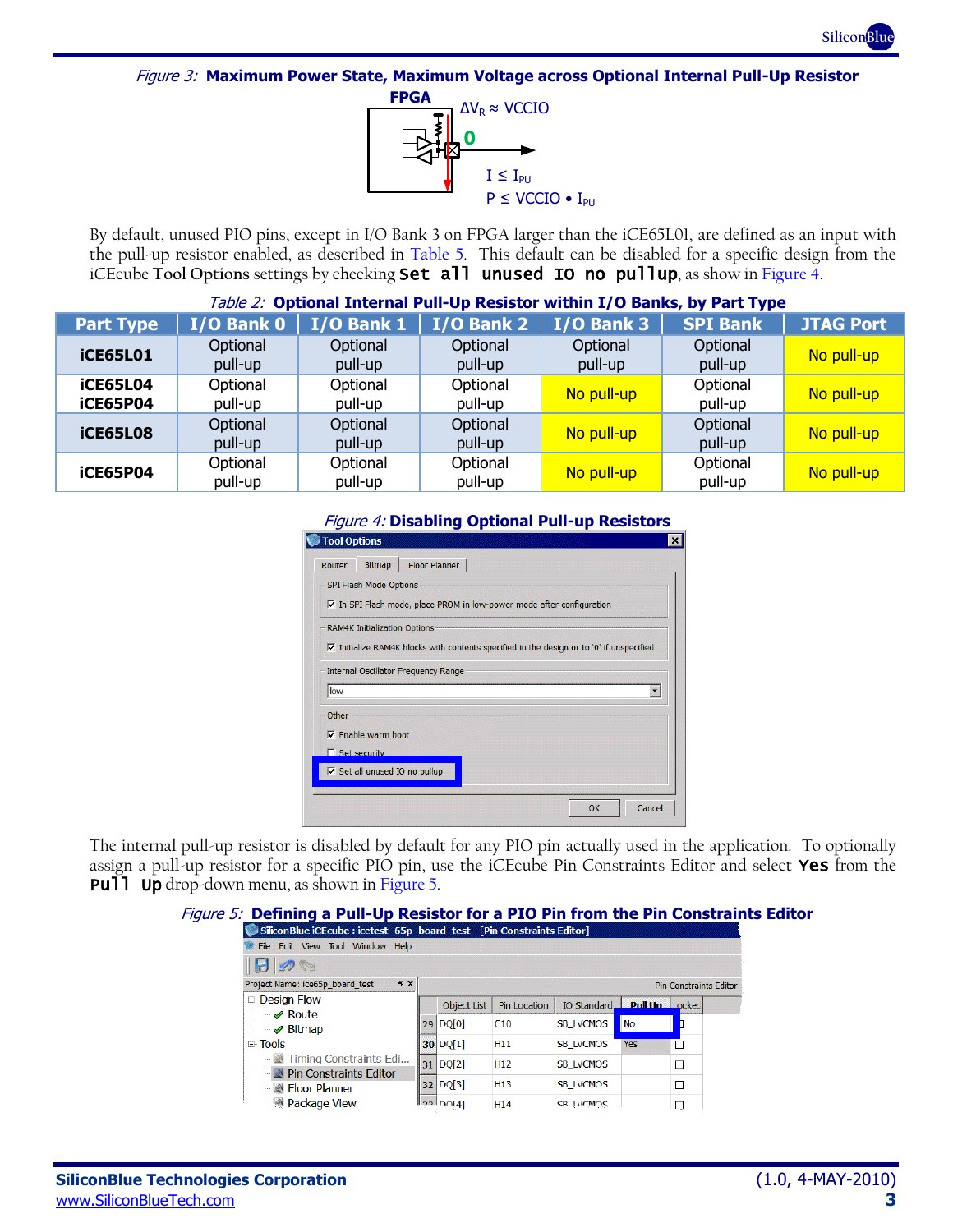*Figure 3:* **Maximum Power State, Maximum Voltage across Optional Internal Pull-Up Resistor**

By default, unused PIO pins, except in I/O Bank 3 on FPGA larger than the iCE65L01, are defined as an input with the pull-up resistor enabled, as described in Table 5. This default can be disabled for a specific design from the iCEcube **Tool Options** settings by checking **Set all unused IO no pullup**, as show in Figure 4.

*Table 2:* **Optional Internal Pull-Up Resistor within I/O Banks, by Part Type**

| Part Type | I/O Bank 0 | I/O Bank 1 | I/O Bank 2 | I/O Bank 3 | SPI Bank | JTAG Port |
|---|---|---|---|---|---|---|
| **iCE65L01** | Optional pull-up | Optional pull-up | Optional pull-up | Optional pull-up | Optional pull-up | No pull-up |
| **iCE65L04 iCE65P04** | Optional pull-up | Optional pull-up | Optional pull-up | No pull-up | Optional pull-up | No pull-up |
| **iCE65L08** | Optional pull-up | Optional pull-up | Optional pull-up | No pull-up | Optional pull-up | No pull-up |
| **iCE65P04** | Optional pull-up | Optional pull-up | Optional pull-up | No pull-up | Optional pull-up | No pull-up |

*Figure 4:* **Disabling Optional Pull-up Resistors**

The internal pull-up resistor is disabled by default for any PIO pin actually used in the application. To optionally assign a pull-up resistor for a specific PIO pin, use the iCEcube Pin Constraints Editor and select **Yes** from the **Pull Up** drop-down menu, as shown in Figure 5.

*Figure 5:* **Defining a Pull-Up Resistor for a PIO Pin from the Pin Constraints Editor**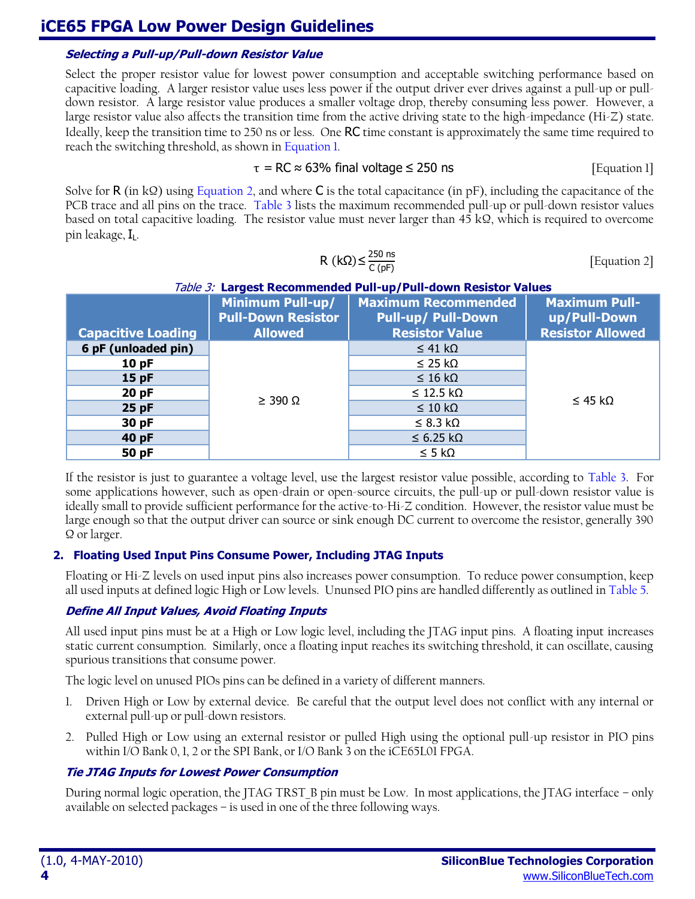#### *Selecting a Pull-up/Pull-down Resistor Value*

Select the proper resistor value for lowest power consumption and acceptable switching performance based on capacitive loading. A larger resistor value uses less power if the output driver ever drives against a pull-up or pull-down resistor. A large resistor value produces a smaller voltage drop, thereby consuming less power. However, a large resistor value also affects the transition time from the active driving state to the high-impedance (Hi-Z) state. Ideally, keep the transition time to 250 ns or less. One RC time constant is approximately the same time required to reach the switching threshold, as shown in Equation 1.

$$\tau = RC \approx 63\% \text{ final voltage} \leq 250 \text{ ns} \qquad \text{[Equation 1]}$$

Solve for R (in kΩ) using Equation 2, and where C is the total capacitance (in pF), including the capacitance of the PCB trace and all pins on the trace. Table 3 lists the maximum recommended pull-up or pull-down resistor values based on total capacitive loading. The resistor value must never larger than 45 kΩ, which is required to overcome pin leakage, $I_L$.

$$R\ (k\Omega) \leq \frac{250 \text{ ns}}{C \text{ (pF)}} \qquad \text{[Equation 2]}$$

*Table 3:* **Largest Recommended Pull-up/Pull-down Resistor Values**

| Capacitive Loading | Minimum Pull-up/ Pull-Down Resistor Allowed | Maximum Recommended Pull-up/ Pull-Down Resistor Value | Maximum Pull-up/Pull-Down Resistor Allowed |
|---|---|---|---|
| 6 pF (unloaded pin) | ≥ 390 Ω | ≤ 41 kΩ | ≤ 45 kΩ |
| 10 pF | | ≤ 25 kΩ | |
| 15 pF | | ≤ 16 kΩ | |
| 20 pF | | ≤ 12.5 kΩ | |
| 25 pF | | ≤ 10 kΩ | |
| 30 pF | | ≤ 8.3 kΩ | |
| 40 pF | | ≤ 6.25 kΩ | |
| 50 pF | | ≤ 5 kΩ | |

If the resistor is just to guarantee a voltage level, use the largest resistor value possible, according to Table 3. For some applications however, such as open-drain or open-source circuits, the pull-up or pull-down resistor value is ideally small to provide sufficient performance for the active-to-Hi-Z condition. However, the resistor value must be large enough so that the output driver can source or sink enough DC current to overcome the resistor, generally 390 Ω or larger.

### 2. Floating Used Input Pins Consume Power, Including JTAG Inputs

Floating or Hi-Z levels on used input pins also increases power consumption. To reduce power consumption, keep all used inputs at defined logic High or Low levels. Ununsed PIO pins are handled differently as outlined in Table 5.

#### *Define All Input Values, Avoid Floating Inputs*

All used input pins must be at a High or Low logic level, including the JTAG input pins. A floating input increases static current consumption. Similarly, once a floating input reaches its switching threshold, it can oscillate, causing spurious transitions that consume power.

The logic level on unused PIOs pins can be defined in a variety of different manners.

1. Driven High or Low by external device. Be careful that the output level does not conflict with any internal or external pull-up or pull-down resistors.
2. Pulled High or Low using an external resistor or pulled High using the optional pull-up resistor in PIO pins within I/O Bank 0, 1, 2 or the SPI Bank, or I/O Bank 3 on the iCE65L01 FPGA.

#### *Tie JTAG Inputs for Lowest Power Consumption*

During normal logic operation, the JTAG TRST_B pin must be Low. In most applications, the JTAG interface – only available on selected packages – is used in one of the three following ways.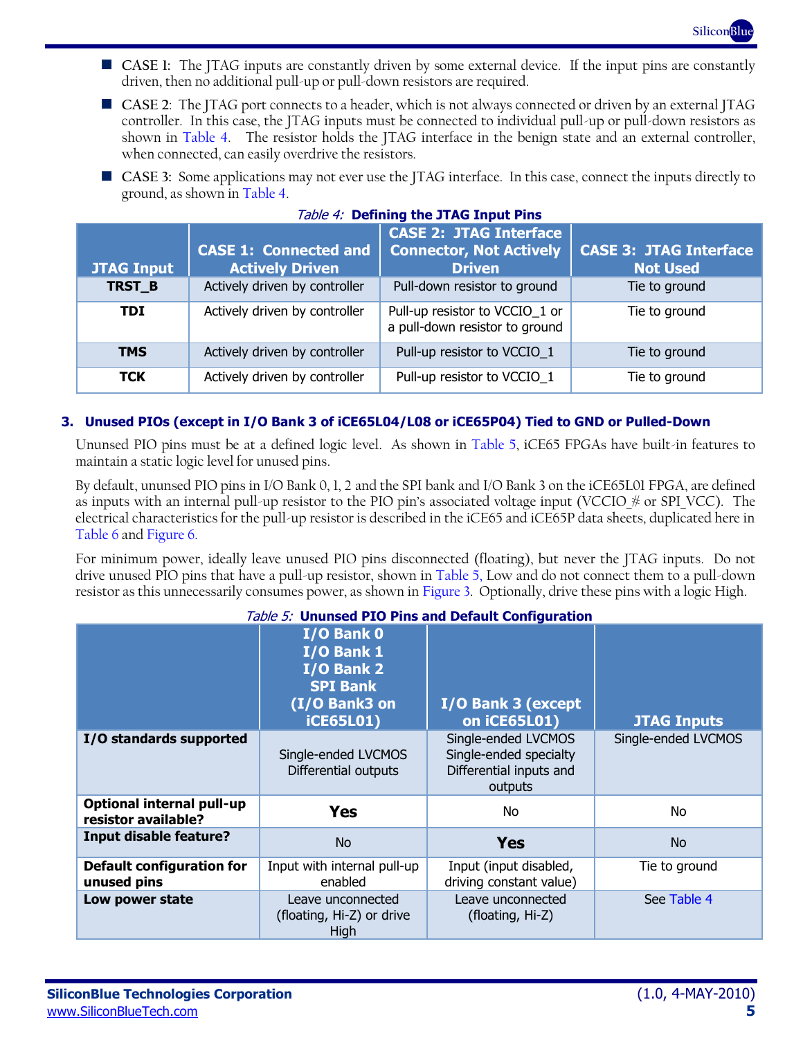- **CASE 1:** The JTAG inputs are constantly driven by some external device. If the input pins are constantly driven, then no additional pull-up or pull-down resistors are required.
- **CASE 2**: The JTAG port connects to a header, which is not always connected or driven by an external JTAG controller. In this case, the JTAG inputs must be connected to individual pull-up or pull-down resistors as shown in Table 4. The resistor holds the JTAG interface in the benign state and an external controller, when connected, can easily overdrive the resistors.
- **CASE 3:** Some applications may not ever use the JTAG interface. In this case, connect the inputs directly to ground, as shown in Table 4.

*Table 4:* **Defining the JTAG Input Pins**

| JTAG Input | CASE 1: Connected and Actively Driven | CASE 2: JTAG Interface Connector, Not Actively Driven | CASE 3: JTAG Interface Not Used |
|---|---|---|---|
| **TRST_B** | Actively driven by controller | Pull-down resistor to ground | Tie to ground |
| **TDI** | Actively driven by controller | Pull-up resistor to VCCIO_1 or a pull-down resistor to ground | Tie to ground |
| **TMS** | Actively driven by controller | Pull-up resistor to VCCIO_1 | Tie to ground |
| **TCK** | Actively driven by controller | Pull-up resistor to VCCIO_1 | Tie to ground |

### 3. Unused PIOs (except in I/O Bank 3 of iCE65L04/L08 or iCE65P04) Tied to GND or Pulled-Down

Ununsed PIO pins must be at a defined logic level. As shown in Table 5, iCE65 FPGAs have built-in features to maintain a static logic level for unused pins.

By default, ununsed PIO pins in I/O Bank 0, 1, 2 and the SPI bank and I/O Bank 3 on the iCE65L01 FPGA, are defined as inputs with an internal pull-up resistor to the PIO pin's associated voltage input (VCCIO_# or SPI_VCC). The electrical characteristics for the pull-up resistor is described in the iCE65 and iCE65P data sheets, duplicated here in Table 6 and Figure 6.

For minimum power, ideally leave unused PIO pins disconnected (floating), but never the JTAG inputs. Do not drive unused PIO pins that have a pull-up resistor, shown in Table 5, Low and do not connect them to a pull-down resistor as this unnecessarily consumes power, as shown in Figure 3. Optionally, drive these pins with a logic High.

*Table 5:* **Ununsed PIO Pins and Default Configuration**

| | I/O Bank 0 I/O Bank 1 I/O Bank 2 SPI Bank (I/O Bank3 on iCE65L01) | I/O Bank 3 (except on iCE65L01) | JTAG Inputs |
|---|---|---|---|
| **I/O standards supported** | Single-ended LVCMOS Differential outputs | Single-ended LVCMOS Single-ended specialty Differential inputs and outputs | Single-ended LVCMOS |
| **Optional internal pull-up resistor available?** | **Yes** | No | No |
| **Input disable feature?** | No | **Yes** | No |
| **Default configuration for unused pins** | Input with internal pull-up enabled | Input (input disabled, driving constant value) | Tie to ground |
| **Low power state** | Leave unconnected (floating, Hi-Z) or drive High | Leave unconnected (floating, Hi-Z) | See Table 4 |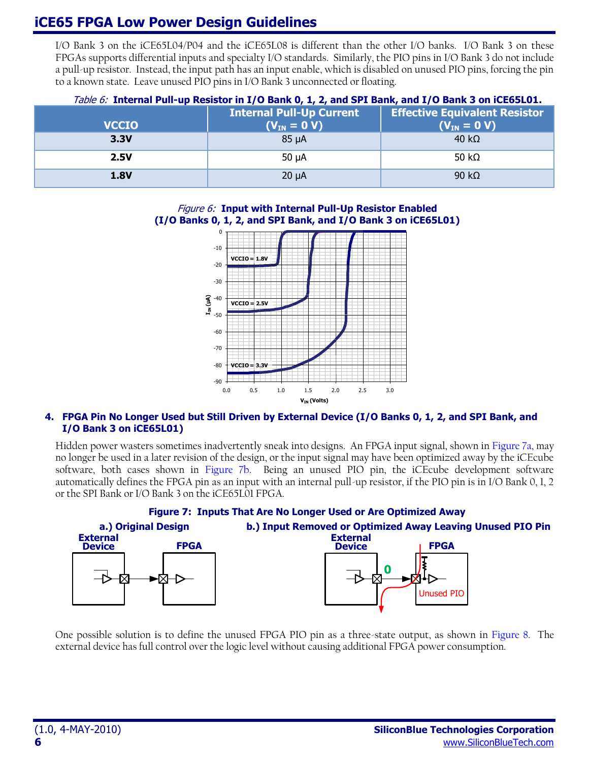I/O Bank 3 on the iCE65L04/P04 and the iCE65L08 is different than the other I/O banks. I/O Bank 3 on these FPGAs supports differential inputs and specialty I/O standards. Similarly, the PIO pins in I/O Bank 3 do not include a pull-up resistor. Instead, the input path has an input enable, which is disabled on unused PIO pins, forcing the pin to a known state. Leave unused PIO pins in I/O Bank 3 unconnected or floating.

*Table 6:* **Internal Pull-up Resistor in I/O Bank 0, 1, 2, and SPI Bank, and I/O Bank 3 on iCE65L01.**

| VCCIO | Internal Pull-Up Current ($V_{IN}$ = 0 V) | Effective Equivalent Resistor ($V_{IN}$ = 0 V) |
|---|---|---|
| **3.3V** | 85 µA | 40 kΩ |
| **2.5V** | 50 µA | 50 kΩ |
| **1.8V** | 20 µA | 90 kΩ |

*Figure 6:* **Input with Internal Pull-Up Resistor Enabled (I/O Banks 0, 1, 2, and SPI Bank, and I/O Bank 3 on iCE65L01)**

## 4. FPGA Pin No Longer Used but Still Driven by External Device (I/O Banks 0, 1, 2, and SPI Bank, and I/O Bank 3 on iCE65L01)

Hidden power wasters sometimes inadvertently sneak into designs. An FPGA input signal, shown in Figure 7a, may no longer be used in a later revision of the design, or the input signal may have been optimized away by the iCEcube software, both cases shown in Figure 7b. Being an unused PIO pin, the iCEcube development software automatically defines the FPGA pin as an input with an internal pull-up resistor, if the PIO pin is in I/O Bank 0, 1, 2 or the SPI Bank or I/O Bank 3 on the iCE65L01 FPGA.

**Figure 7: Inputs That Are No Longer Used or Are Optimized Away**

**a.) Original Design** **b.) Input Removed or Optimized Away Leaving Unused PIO Pin**

One possible solution is to define the unused FPGA PIO pin as a three-state output, as shown in Figure 8. The external device has full control over the logic level without causing additional FPGA power consumption.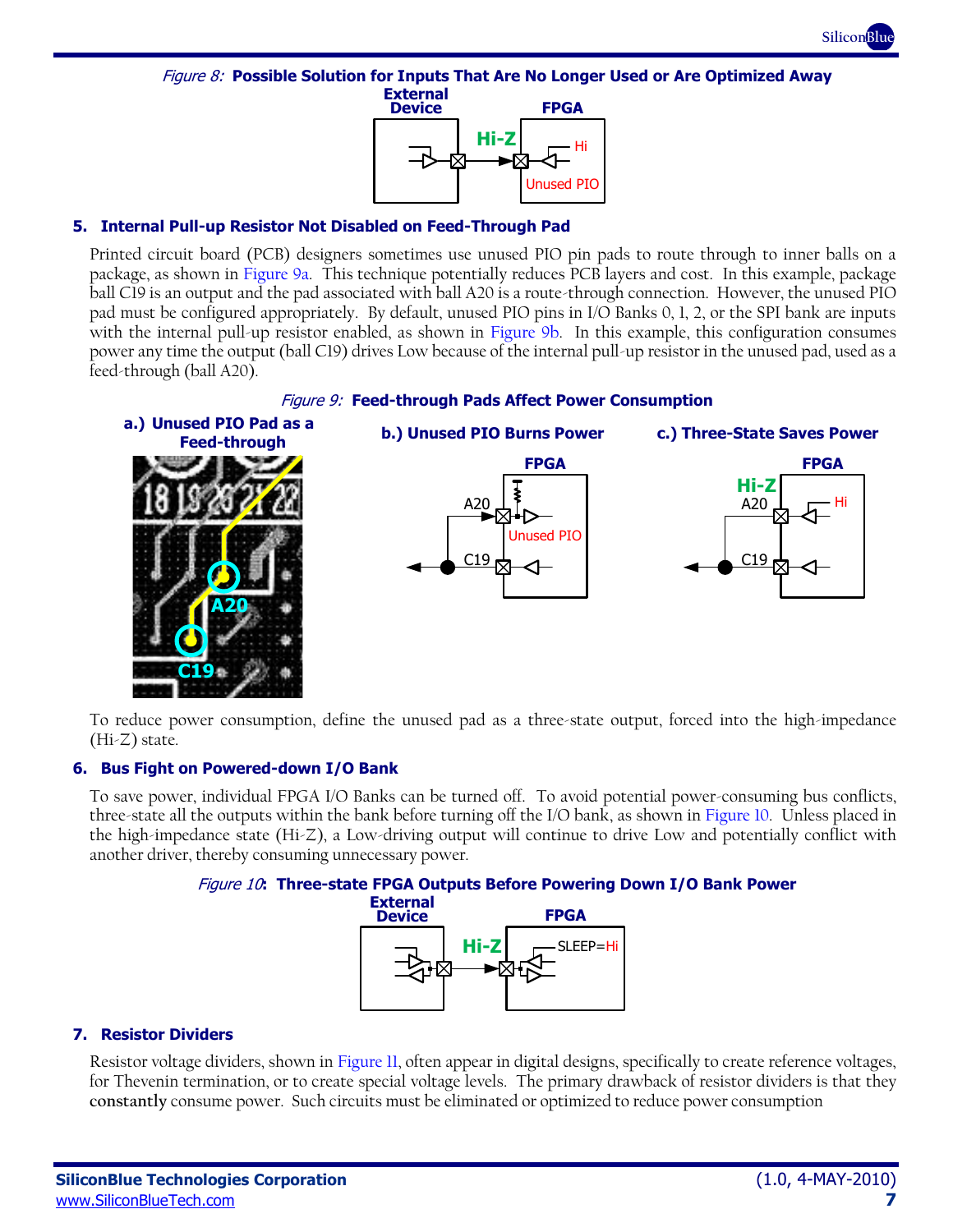*Figure 8:* **Possible Solution for Inputs That Are No Longer Used or Are Optimized Away**

### 5. Internal Pull-up Resistor Not Disabled on Feed-Through Pad

Printed circuit board (PCB) designers sometimes use unused PIO pin pads to route through to inner balls on a package, as shown in Figure 9a. This technique potentially reduces PCB layers and cost. In this example, package ball C19 is an output and the pad associated with ball A20 is a route-through connection. However, the unused PIO pad must be configured appropriately. By default, unused PIO pins in I/O Banks 0, 1, 2, or the SPI bank are inputs with the internal pull-up resistor enabled, as shown in Figure 9b. In this example, this configuration consumes power any time the output (ball C19) drives Low because of the internal pull-up resistor in the unused pad, used as a feed-through (ball A20).

*Figure 9:* **Feed-through Pads Affect Power Consumption**

**a.) Unused PIO Pad as a Feed-through** **b.) Unused PIO Burns Power** **c.) Three-State Saves Power**

To reduce power consumption, define the unused pad as a three-state output, forced into the high-impedance (Hi-Z) state.

### 6. Bus Fight on Powered-down I/O Bank

To save power, individual FPGA I/O Banks can be turned off. To avoid potential power-consuming bus conflicts, three-state all the outputs within the bank before turning off the I/O bank, as shown in Figure 10. Unless placed in the high-impedance state (Hi-Z), a Low-driving output will continue to drive Low and potentially conflict with another driver, thereby consuming unnecessary power.

*Figure 10:* **Three-state FPGA Outputs Before Powering Down I/O Bank Power**

### 7. Resistor Dividers

Resistor voltage dividers, shown in Figure 11, often appear in digital designs, specifically to create reference voltages, for Thevenin termination, or to create special voltage levels. The primary drawback of resistor dividers is that they **constantly** consume power. Such circuits must be eliminated or optimized to reduce power consumption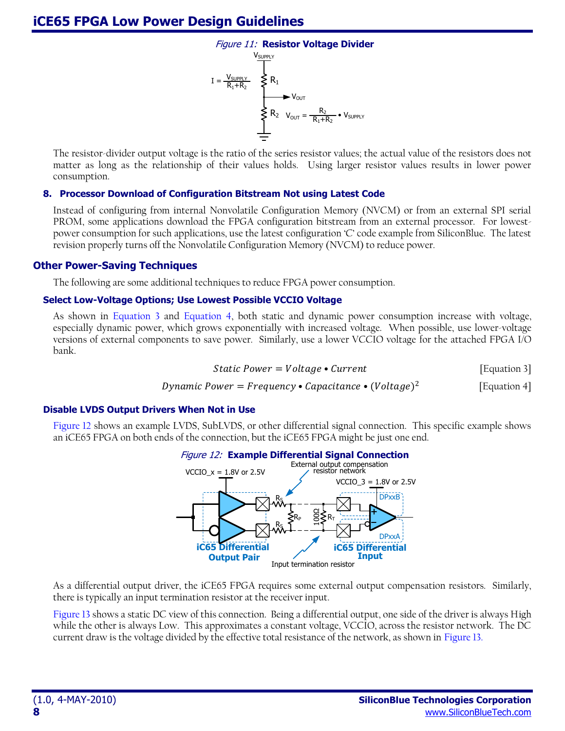*Figure 11:* **Resistor Voltage Divider**

$$I = \frac{V_{SUPPLY}}{R_1+R_2}$$

$$V_{OUT} = \frac{R_2}{R_1+R_2} \bullet V_{SUPPLY}$$

The resistor-divider output voltage is the ratio of the series resistor values; the actual value of the resistors does not matter as long as the relationship of their values holds. Using larger resistor values results in lower power consumption.

### 8. Processor Download of Configuration Bitstream Not using Latest Code

Instead of configuring from internal Nonvolatile Configuration Memory (NVCM) or from an external SPI serial PROM, some applications download the FPGA configuration bitstream from an external processor. For lowest-power consumption for such applications, use the latest configuration 'C' code example from SiliconBlue. The latest revision properly turns off the Nonvolatile Configuration Memory (NVCM) to reduce power.

## Other Power-Saving Techniques

The following are some additional techniques to reduce FPGA power consumption.

### Select Low-Voltage Options; Use Lowest Possible VCCIO Voltage

As shown in Equation 3 and Equation 4, both static and dynamic power consumption increase with voltage, especially dynamic power, which grows exponentially with increased voltage. When possible, use lower-voltage versions of external components to save power. Similarly, use a lower VCCIO voltage for the attached FPGA I/O bank.

$$Static\ Power = Voltage \bullet Current \quad \text{[Equation 3]}$$

$$Dynamic\ Power = Frequency \bullet Capacitance \bullet (Voltage)^2 \quad \text{[Equation 4]}$$

### Disable LVDS Output Drivers When Not in Use

Figure 12 shows an example LVDS, SubLVDS, or other differential signal connection. This specific example shows an iCE65 FPGA on both ends of the connection, but the iCE65 FPGA might be just one end.

*Figure 12:* **Example Differential Signal Connection**

As a differential output driver, the iCE65 FPGA requires some external output compensation resistors. Similarly, there is typically an input termination resistor at the receiver input.

Figure 13 shows a static DC view of this connection. Being a differential output, one side of the driver is always High while the other is always Low. This approximates a constant voltage, VCCIO, across the resistor network. The DC current draw is the voltage divided by the effective total resistance of the network, as shown in Figure 13.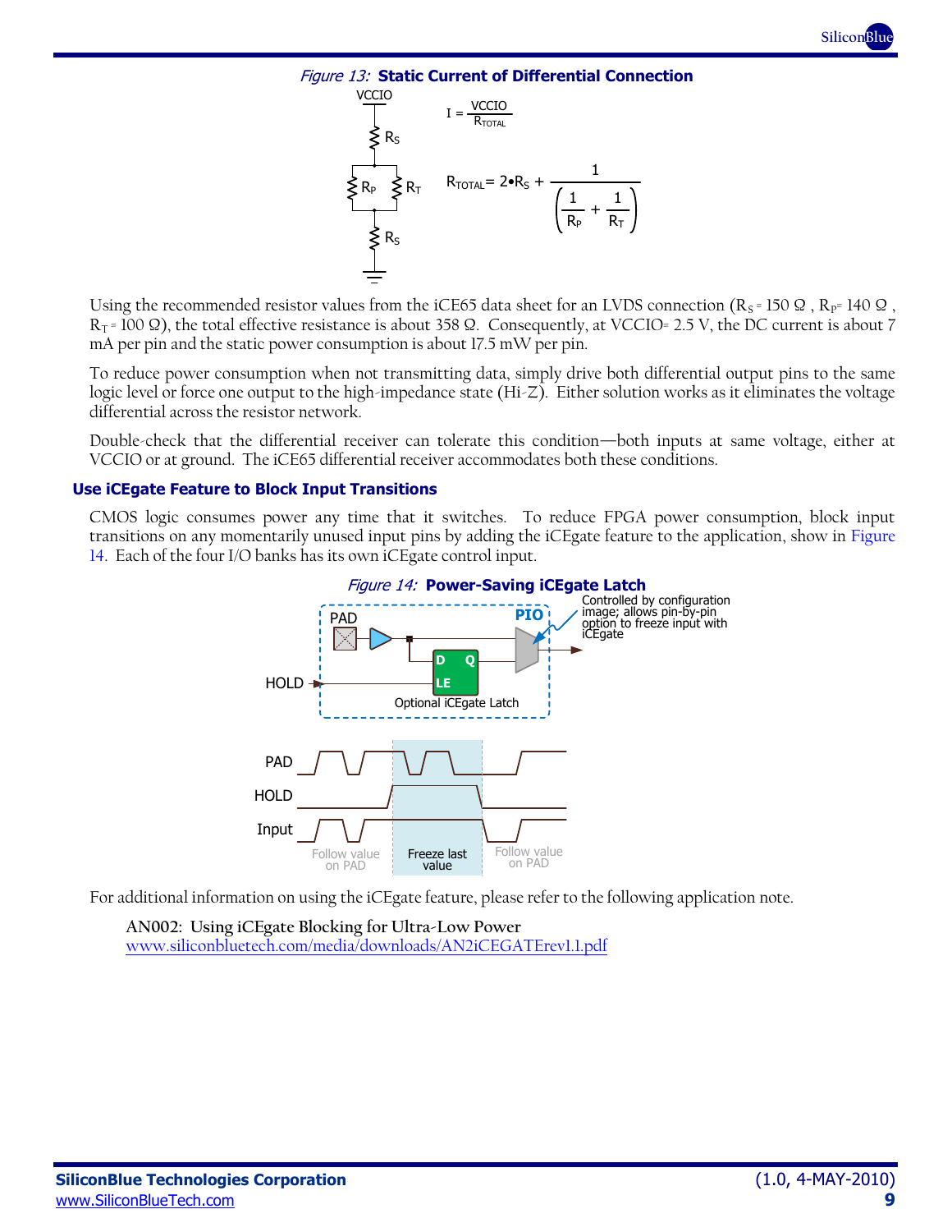*Figure 13:* **Static Current of Differential Connection**

$$I = \frac{VCCIO}{R_{TOTAL}}$$

$$R_{TOTAL} = 2 \bullet R_S + \frac{1}{\left(\frac{1}{R_P} + \frac{1}{R_T}\right)}$$

Using the recommended resistor values from the iCE65 data sheet for an LVDS connection ($R_S$ = 150 Ω , $R_P$= 140 Ω , $R_T$ = 100 Ω), the total effective resistance is about 358 Ω. Consequently, at VCCIO= 2.5 V, the DC current is about 7 mA per pin and the static power consumption is about 17.5 mW per pin.

To reduce power consumption when not transmitting data, simply drive both differential output pins to the same logic level or force one output to the high-impedance state (Hi-Z). Either solution works as it eliminates the voltage differential across the resistor network.

Double-check that the differential receiver can tolerate this condition—both inputs at same voltage, either at VCCIO or at ground. The iCE65 differential receiver accommodates both these conditions.

### Use iCEgate Feature to Block Input Transitions

CMOS logic consumes power any time that it switches. To reduce FPGA power consumption, block input transitions on any momentarily unused input pins by adding the iCEgate feature to the application, show in Figure 14. Each of the four I/O banks has its own iCEgate control input.

*Figure 14:* **Power-Saving iCEgate Latch**

For additional information on using the iCEgate feature, please refer to the following application note.

**AN002: Using iCEgate Blocking for Ultra-Low Power**
www.siliconbluetech.com/media/downloads/AN2iCEGATErev1.1.pdf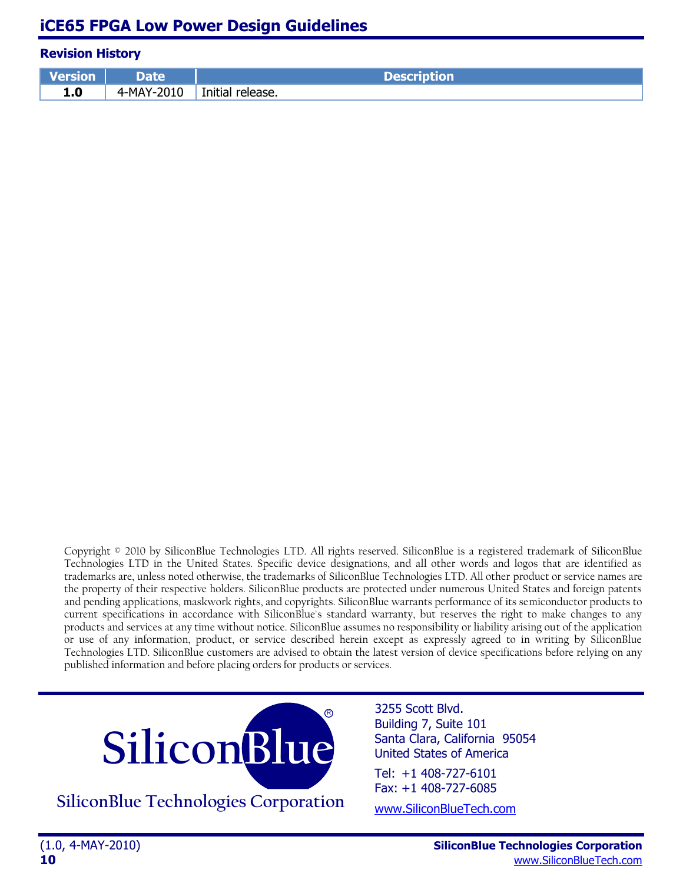## Revision History

| Version | Date | Description |
|---|---|---|
| **1.0** | 4-MAY-2010 | Initial release. |

Copyright © 2010 by SiliconBlue Technologies LTD. All rights reserved. SiliconBlue is a registered trademark of SiliconBlue Technologies LTD in the United States. Specific device designations, and all other words and logos that are identified as trademarks are, unless noted otherwise, the trademarks of SiliconBlue Technologies LTD. All other product or service names are the property of their respective holders. SiliconBlue products are protected under numerous United States and foreign patents and pending applications, maskwork rights, and copyrights. SiliconBlue warrants performance of its semiconductor products to current specifications in accordance with SiliconBlue's standard warranty, but reserves the right to make changes to any products and services at any time without notice. SiliconBlue assumes no responsibility or liability arising out of the application or use of any information, product, or service described herein except as expressly agreed to in writing by SiliconBlue Technologies LTD. SiliconBlue customers are advised to obtain the latest version of device specifications before relying on any published information and before placing orders for products or services.

SiliconBlue®

SiliconBlue Technologies Corporation

3255 Scott Blvd.
Building 7, Suite 101
Santa Clara, California 95054
United States of America

Tel: +1 408-727-6101
Fax: +1 408-727-6085

www.SiliconBlueTech.com